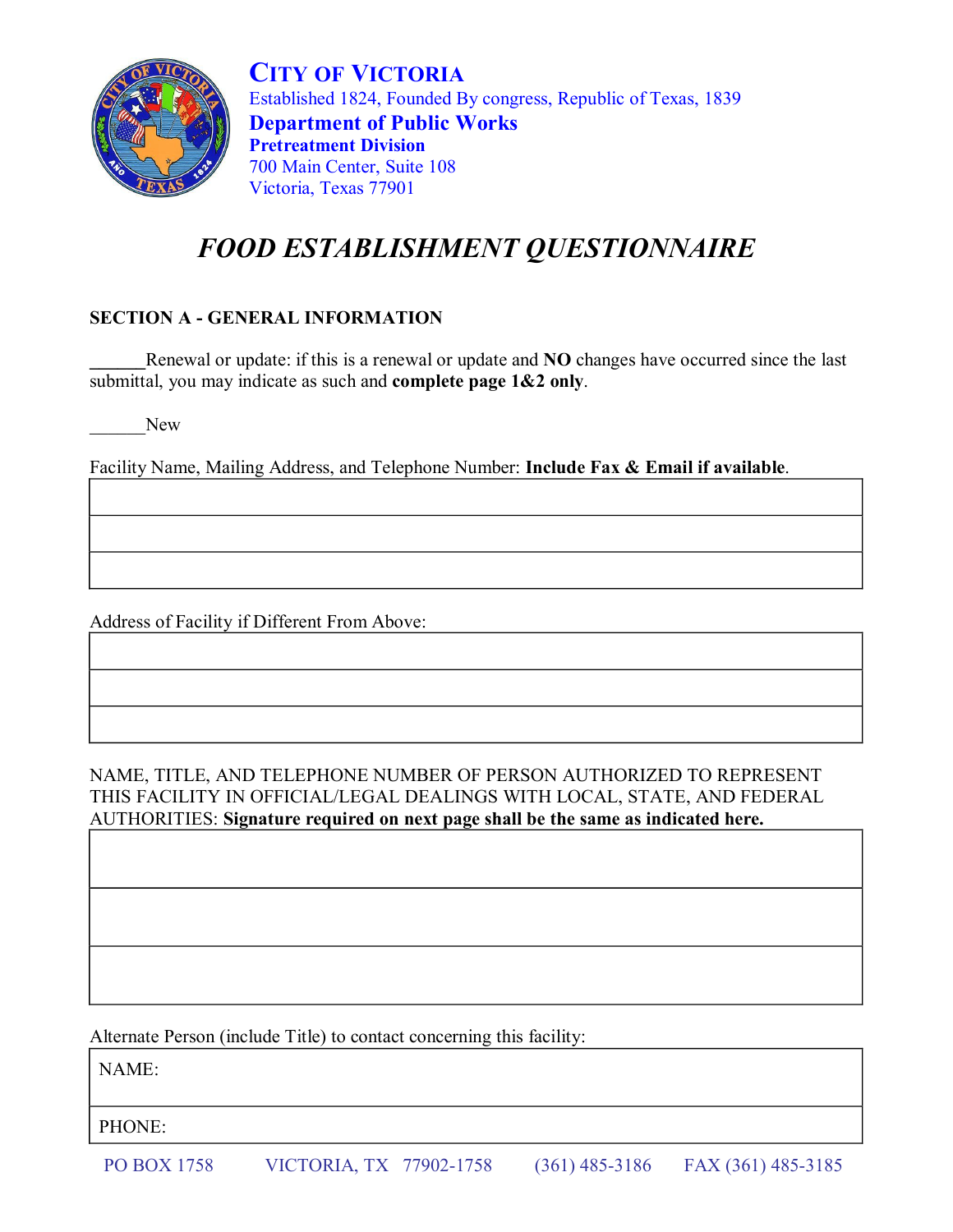**CITY OF VICTORIA**
Established 1824, Founded By congress, Republic of Texas, 1839
**Department of Public Works**
**Pretreatment Division**
700 Main Center, Suite 108
Victoria, Texas 77901

# *FOOD ESTABLISHMENT QUESTIONNAIRE*

## SECTION A - GENERAL INFORMATION

______Renewal or update: if this is a renewal or update and **NO** changes have occurred since the last submittal, you may indicate as such and **complete page 1&2 only**.

______New

Facility Name, Mailing Address, and Telephone Number: **Include Fax & Email if available**.

| |
|---|
| |
| |
| |

Address of Facility if Different From Above:

| |
|---|
| |
| |
| |

NAME, TITLE, AND TELEPHONE NUMBER OF PERSON AUTHORIZED TO REPRESENT THIS FACILITY IN OFFICIAL/LEGAL DEALINGS WITH LOCAL, STATE, AND FEDERAL AUTHORITIES: **Signature required on next page shall be the same as indicated here.**

| |
|---|
| |
| |
| |

Alternate Person (include Title) to contact concerning this facility:

| |
|---|
| NAME: |
| PHONE: |

PO BOX 1758 VICTORIA, TX 77902-1758 (361) 485-3186 FAX (361) 485-3185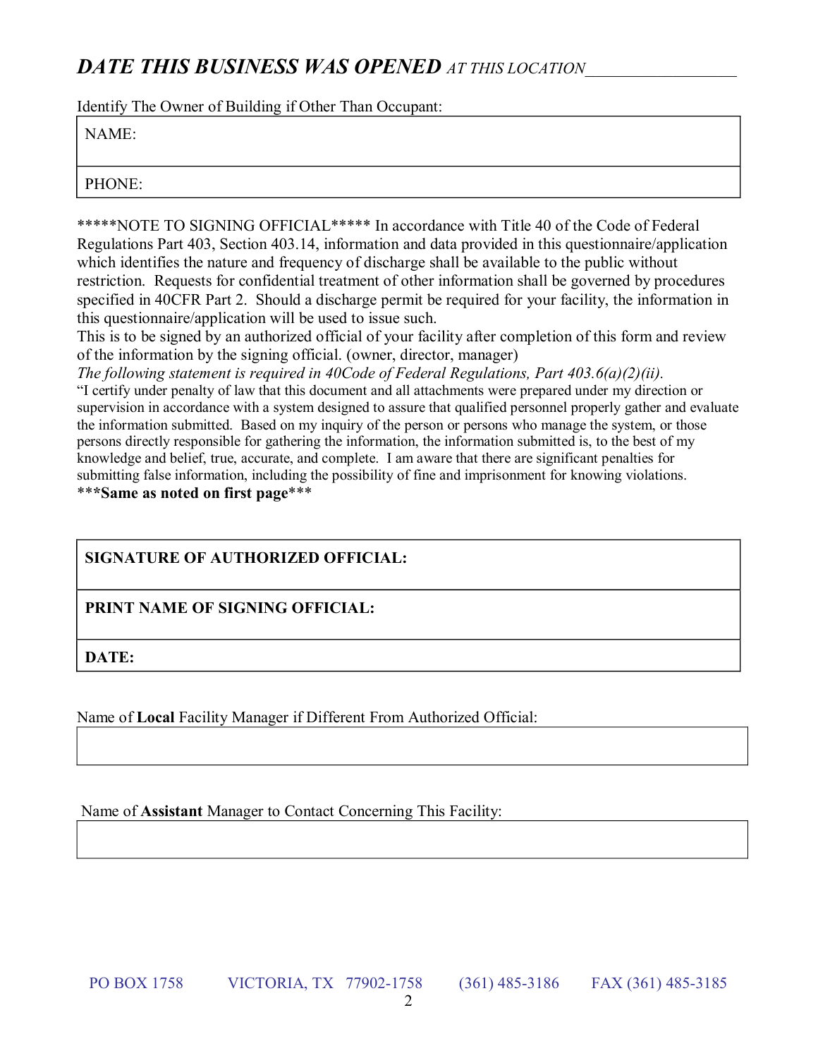**_DATE THIS BUSINESS WAS OPENED_** _AT THIS LOCATION___________________

Identify The Owner of Building if Other Than Occupant:

| NAME: |
|---|
| PHONE: |

*****NOTE TO SIGNING OFFICIAL***** In accordance with Title 40 of the Code of Federal Regulations Part 403, Section 403.14, information and data provided in this questionnaire/application which identifies the nature and frequency of discharge shall be available to the public without restriction. Requests for confidential treatment of other information shall be governed by procedures specified in 40CFR Part 2. Should a discharge permit be required for your facility, the information in this questionnaire/application will be used to issue such.

This is to be signed by an authorized official of your facility after completion of this form and review of the information by the signing official. (owner, director, manager)

_The following statement is required in 40Code of Federal Regulations, Part 403.6(a)(2)(ii)._

"I certify under penalty of law that this document and all attachments were prepared under my direction or supervision in accordance with a system designed to assure that qualified personnel properly gather and evaluate the information submitted. Based on my inquiry of the person or persons who manage the system, or those persons directly responsible for gathering the information, the information submitted is, to the best of my knowledge and belief, true, accurate, and complete. I am aware that there are significant penalties for submitting false information, including the possibility of fine and imprisonment for knowing violations.

***__Same as noted on first page__***

| **SIGNATURE OF AUTHORIZED OFFICIAL:** |
|---|
| **PRINT NAME OF SIGNING OFFICIAL:** |
| **DATE:** |

Name of **Local** Facility Manager if Different From Authorized Official:

| |
|---|
| |

Name of **Assistant** Manager to Contact Concerning This Facility:

| |
|---|
| |

PO BOX 1758 VICTORIA, TX 77902-1758 (361) 485-3186 FAX (361) 485-3185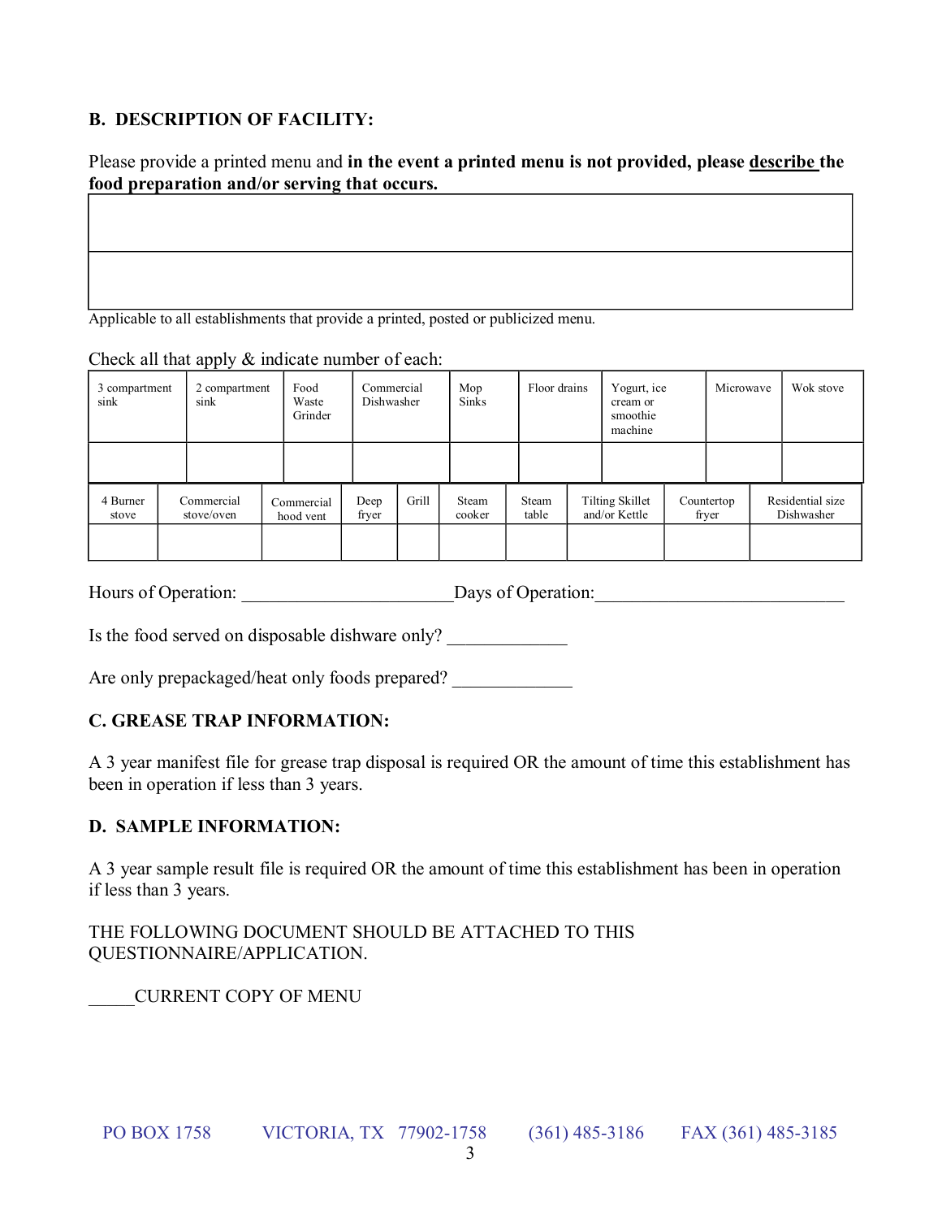## B. DESCRIPTION OF FACILITY:

Please provide a printed menu and **in the event a printed menu is not provided, please describe the food preparation and/or serving that occurs.**

| |
|---|
| |
| |

Applicable to all establishments that provide a printed, posted or publicized menu.

Check all that apply & indicate number of each:

| 3 compartment sink | 2 compartment sink | Food Waste Grinder | Commercial Dishwasher | Mop Sinks | Floor drains | Yogurt, ice cream or smoothie machine | Microwave | Wok stove |
|---|---|---|---|---|---|---|---|---|
| | | | | | | | | |

| 4 Burner stove | Commercial stove/oven | Commercial hood vent | Deep fryer | Grill | Steam cooker | Steam table | Tilting Skillet and/or Kettle | Countertop fryer | Residential size Dishwasher |
|---|---|---|---|---|---|---|---|---|---|
| | | | | | | | | | |

Hours of Operation: _______________________ Days of Operation: ___________________________

Is the food served on disposable dishware only? _____________

Are only prepackaged/heat only foods prepared? _____________

## C. GREASE TRAP INFORMATION:

A 3 year manifest file for grease trap disposal is required OR the amount of time this establishment has been in operation if less than 3 years.

## D. SAMPLE INFORMATION:

A 3 year sample result file is required OR the amount of time this establishment has been in operation if less than 3 years.

THE FOLLOWING DOCUMENT SHOULD BE ATTACHED TO THIS QUESTIONNAIRE/APPLICATION.

_____CURRENT COPY OF MENU

PO BOX 1758 VICTORIA, TX 77902-1758 (361) 485-3186 FAX (361) 485-3185